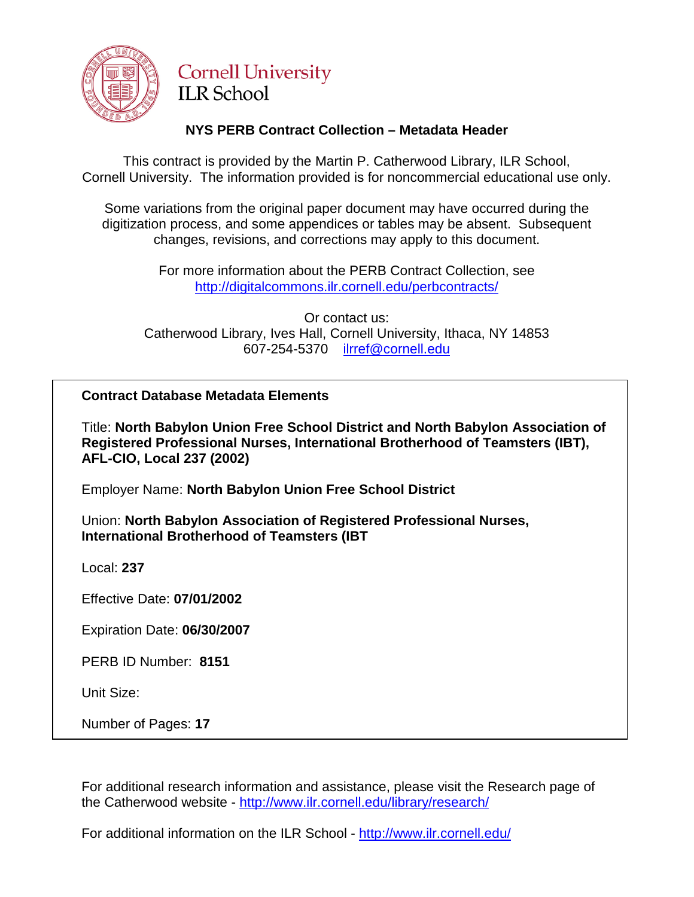Cornell University
ILR School

## NYS PERB Contract Collection – Metadata Header

This contract is provided by the Martin P. Catherwood Library, ILR School, Cornell University. The information provided is for noncommercial educational use only.

Some variations from the original paper document may have occurred during the digitization process, and some appendices or tables may be absent. Subsequent changes, revisions, and corrections may apply to this document.

For more information about the PERB Contract Collection, see http://digitalcommons.ilr.cornell.edu/perbcontracts/

Or contact us:
Catherwood Library, Ives Hall, Cornell University, Ithaca, NY 14853
607-254-5370 ilrref@cornell.edu

**Contract Database Metadata Elements**

Title: **North Babylon Union Free School District and North Babylon Association of Registered Professional Nurses, International Brotherhood of Teamsters (IBT), AFL-CIO, Local 237 (2002)**

Employer Name: **North Babylon Union Free School District**

Union: **North Babylon Association of Registered Professional Nurses, International Brotherhood of Teamsters (IBT**

Local: **237**

Effective Date: **07/01/2002**

Expiration Date: **06/30/2007**

PERB ID Number: **8151**

Unit Size:

Number of Pages: **17**

For additional research information and assistance, please visit the Research page of the Catherwood website - http://www.ilr.cornell.edu/library/research/

For additional information on the ILR School - http://www.ilr.cornell.edu/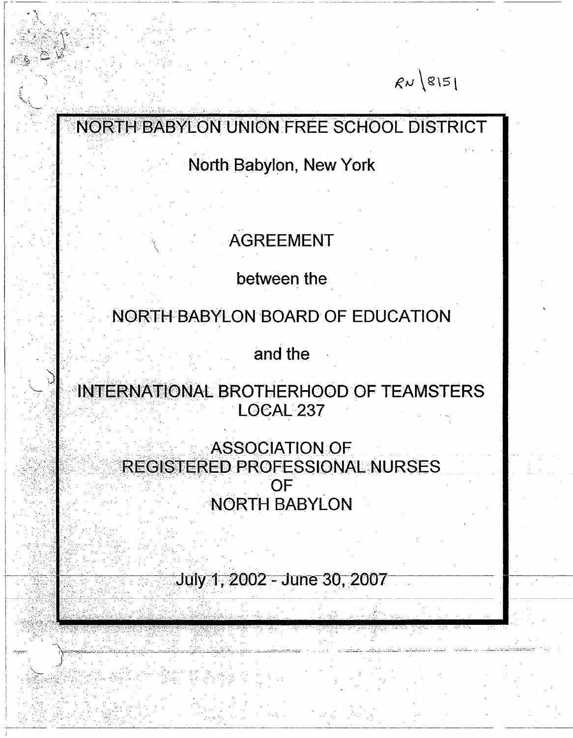RN\8151

# NORTH BABYLON UNION FREE SCHOOL DISTRICT

North Babylon, New York

AGREEMENT

between the

NORTH BABYLON BOARD OF EDUCATION

and the

INTERNATIONAL BROTHERHOOD OF TEAMSTERS
LOCAL 237

ASSOCIATION OF
REGISTERED PROFESSIONAL NURSES
OF
NORTH BABYLON

July 1, 2002 - June 30, 2007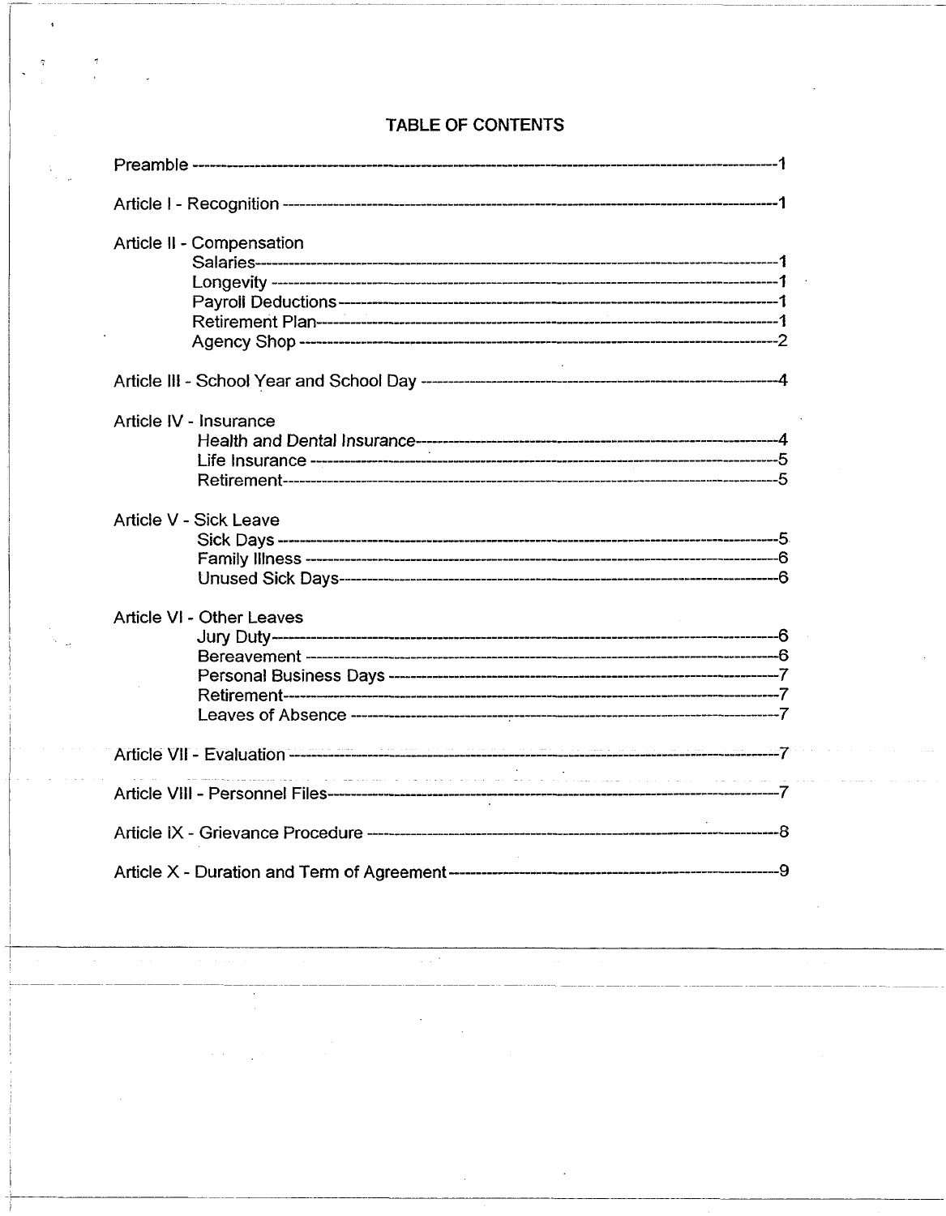# TABLE OF CONTENTS

| Section | Page |
|---|---|
| Preamble | 1 |
| Article I - Recognition | 1 |
| **Article II - Compensation** | |
| Salaries | 1 |
| Longevity | 1 |
| Payroll Deductions | 1 |
| Retirement Plan | 1 |
| Agency Shop | 2 |
| Article III - School Year and School Day | 4 |
| **Article IV - Insurance** | |
| Health and Dental Insurance | 4 |
| Life Insurance | 5 |
| Retirement | 5 |
| **Article V - Sick Leave** | |
| Sick Days | 5 |
| Family Illness | 6 |
| Unused Sick Days | 6 |
| **Article VI - Other Leaves** | |
| Jury Duty | 6 |
| Bereavement | 6 |
| Personal Business Days | 7 |
| Retirement | 7 |
| Leaves of Absence | 7 |
| Article VII - Evaluation | 7 |
| Article VIII - Personnel Files | 7 |
| Article IX - Grievance Procedure | 8 |
| Article X - Duration and Term of Agreement | 9 |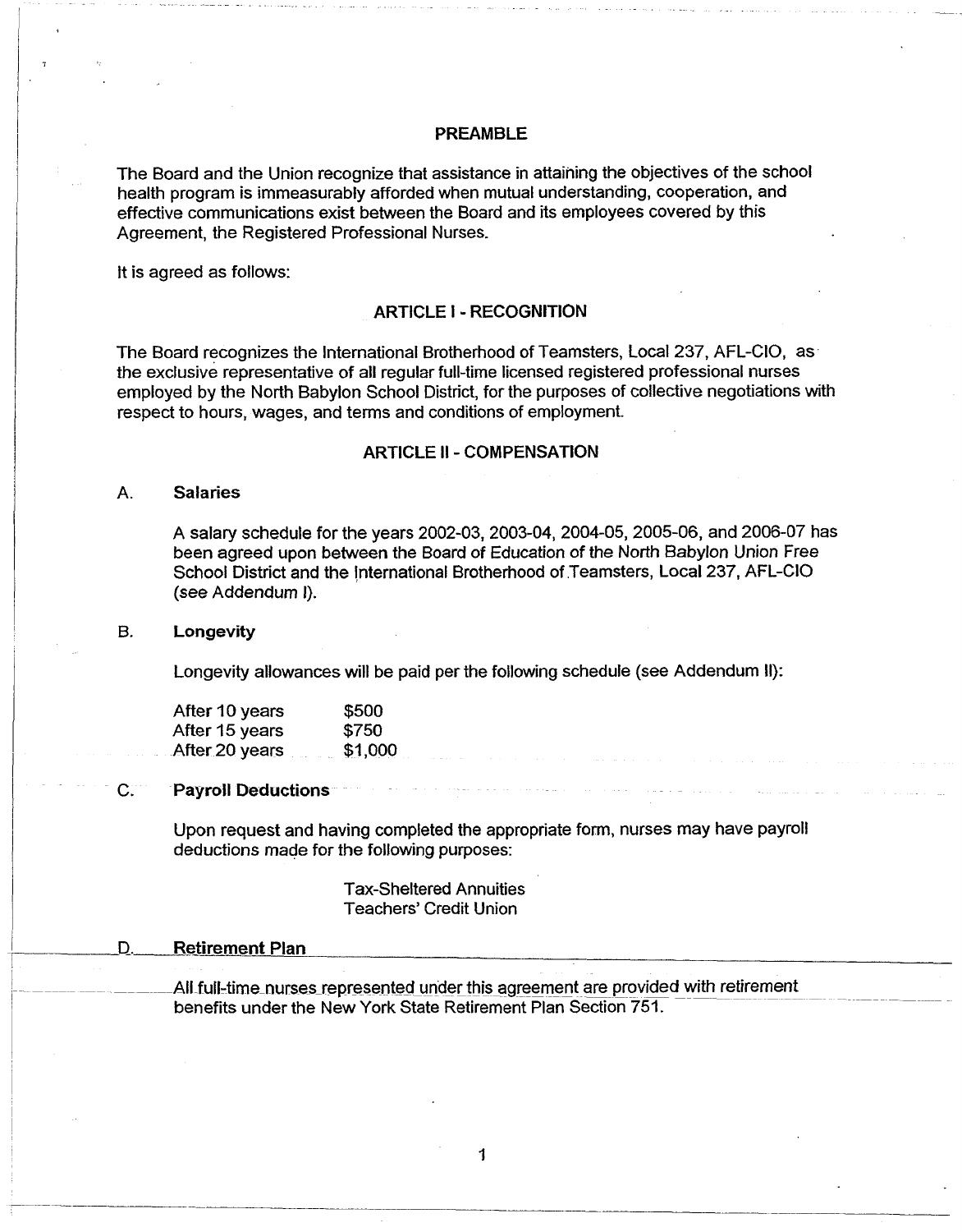## PREAMBLE

The Board and the Union recognize that assistance in attaining the objectives of the school health program is immeasurably afforded when mutual understanding, cooperation, and effective communications exist between the Board and its employees covered by this Agreement, the Registered Professional Nurses.

It is agreed as follows:

## ARTICLE I - RECOGNITION

The Board recognizes the International Brotherhood of Teamsters, Local 237, AFL-CIO, as the exclusive representative of all regular full-time licensed registered professional nurses employed by the North Babylon School District, for the purposes of collective negotiations with respect to hours, wages, and terms and conditions of employment.

## ARTICLE II - COMPENSATION

### A. Salaries

A salary schedule for the years 2002-03, 2003-04, 2004-05, 2005-06, and 2006-07 has been agreed upon between the Board of Education of the North Babylon Union Free School District and the International Brotherhood of Teamsters, Local 237, AFL-CIO (see Addendum I).

### B. Longevity

Longevity allowances will be paid per the following schedule (see Addendum II):

| | |
|---|---|
| After 10 years | $500 |
| After 15 years | $750 |
| After 20 years | $1,000 |

### C. Payroll Deductions

Upon request and having completed the appropriate form, nurses may have payroll deductions made for the following purposes:

Tax-Sheltered Annuities
Teachers' Credit Union

### D. Retirement Plan

All full-time nurses represented under this agreement are provided with retirement benefits under the New York State Retirement Plan Section 751.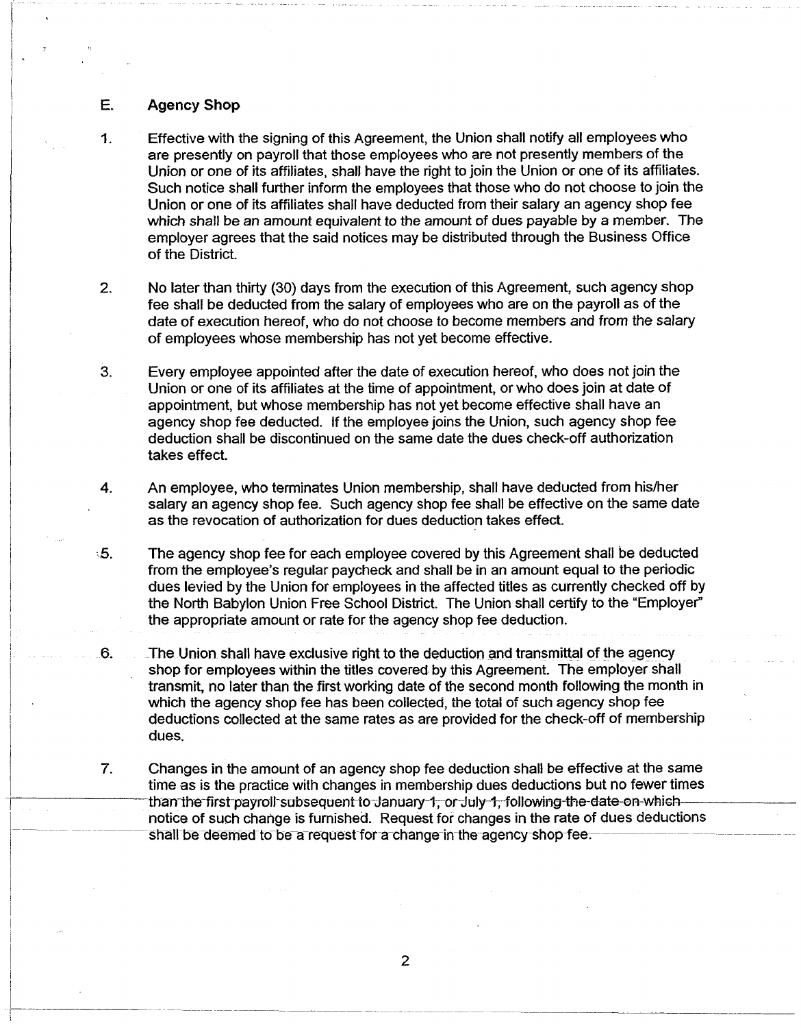## E. Agency Shop

1. Effective with the signing of this Agreement, the Union shall notify all employees who are presently on payroll that those employees who are not presently members of the Union or one of its affiliates, shall have the right to join the Union or one of its affiliates. Such notice shall further inform the employees that those who do not choose to join the Union or one of its affiliates shall have deducted from their salary an agency shop fee which shall be an amount equivalent to the amount of dues payable by a member. The employer agrees that the said notices may be distributed through the Business Office of the District.

2. No later than thirty (30) days from the execution of this Agreement, such agency shop fee shall be deducted from the salary of employees who are on the payroll as of the date of execution hereof, who do not choose to become members and from the salary of employees whose membership has not yet become effective.

3. Every employee appointed after the date of execution hereof, who does not join the Union or one of its affiliates at the time of appointment, or who does join at date of appointment, but whose membership has not yet become effective shall have an agency shop fee deducted. If the employee joins the Union, such agency shop fee deduction shall be discontinued on the same date the dues check-off authorization takes effect.

4. An employee, who terminates Union membership, shall have deducted from his/her salary an agency shop fee. Such agency shop fee shall be effective on the same date as the revocation of authorization for dues deduction takes effect.

5. The agency shop fee for each employee covered by this Agreement shall be deducted from the employee's regular paycheck and shall be in an amount equal to the periodic dues levied by the Union for employees in the affected titles as currently checked off by the North Babylon Union Free School District. The Union shall certify to the "Employer" the appropriate amount or rate for the agency shop fee deduction.

6. The Union shall have exclusive right to the deduction and transmittal of the agency shop for employees within the titles covered by this Agreement. The employer shall transmit, no later than the first working date of the second month following the month in which the agency shop fee has been collected, the total of such agency shop fee deductions collected at the same rates as are provided for the check-off of membership dues.

7. Changes in the amount of an agency shop fee deduction shall be effective at the same time as is the practice with changes in membership dues deductions but no fewer times than the first payroll subsequent to January 1, or July 1, following the date on which notice of such change is furnished. Request for changes in the rate of dues deductions shall be deemed to be a request for a change in the agency shop fee.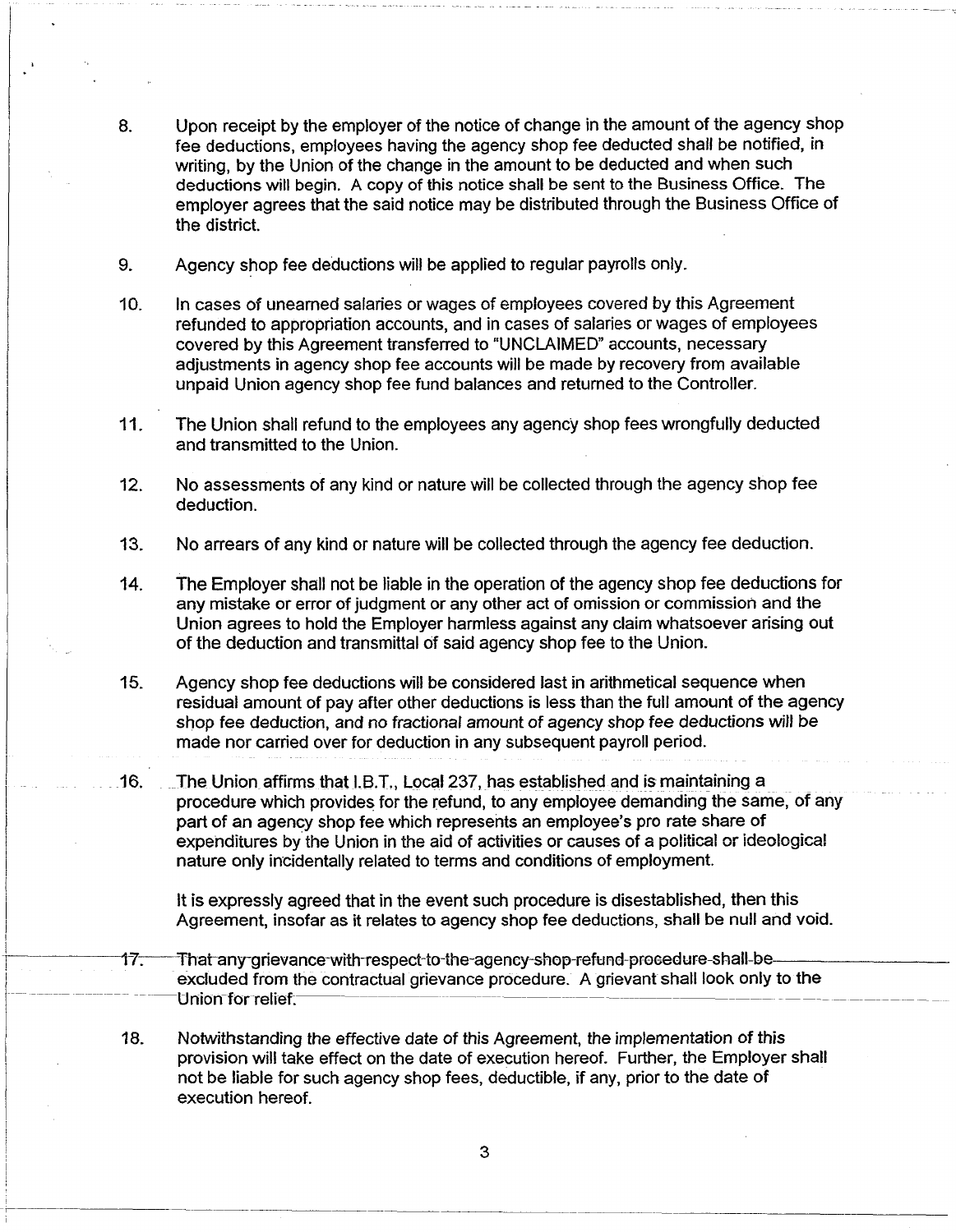8. Upon receipt by the employer of the notice of change in the amount of the agency shop fee deductions, employees having the agency shop fee deducted shall be notified, in writing, by the Union of the change in the amount to be deducted and when such deductions will begin. A copy of this notice shall be sent to the Business Office. The employer agrees that the said notice may be distributed through the Business Office of the district.

9. Agency shop fee deductions will be applied to regular payrolls only.

10. In cases of unearned salaries or wages of employees covered by this Agreement refunded to appropriation accounts, and in cases of salaries or wages of employees covered by this Agreement transferred to "UNCLAIMED" accounts, necessary adjustments in agency shop fee accounts will be made by recovery from available unpaid Union agency shop fee fund balances and returned to the Controller.

11. The Union shall refund to the employees any agency shop fees wrongfully deducted and transmitted to the Union.

12. No assessments of any kind or nature will be collected through the agency shop fee deduction.

13. No arrears of any kind or nature will be collected through the agency fee deduction.

14. The Employer shall not be liable in the operation of the agency shop fee deductions for any mistake or error of judgment or any other act of omission or commission and the Union agrees to hold the Employer harmless against any claim whatsoever arising out of the deduction and transmittal of said agency shop fee to the Union.

15. Agency shop fee deductions will be considered last in arithmetical sequence when residual amount of pay after other deductions is less than the full amount of the agency shop fee deduction, and no fractional amount of agency shop fee deductions will be made nor carried over for deduction in any subsequent payroll period.

16. The Union affirms that I.B.T., Local 237, has established and is maintaining a procedure which provides for the refund, to any employee demanding the same, of any part of an agency shop fee which represents an employee's pro rate share of expenditures by the Union in the aid of activities or causes of a political or ideological nature only incidentally related to terms and conditions of employment.

    It is expressly agreed that in the event such procedure is disestablished, then this Agreement, insofar as it relates to agency shop fee deductions, shall be null and void.

17. That any grievance with respect to the agency shop refund procedure shall be excluded from the contractual grievance procedure. A grievant shall look only to the Union for relief.

18. Notwithstanding the effective date of this Agreement, the implementation of this provision will take effect on the date of execution hereof. Further, the Employer shall not be liable for such agency shop fees, deductible, if any, prior to the date of execution hereof.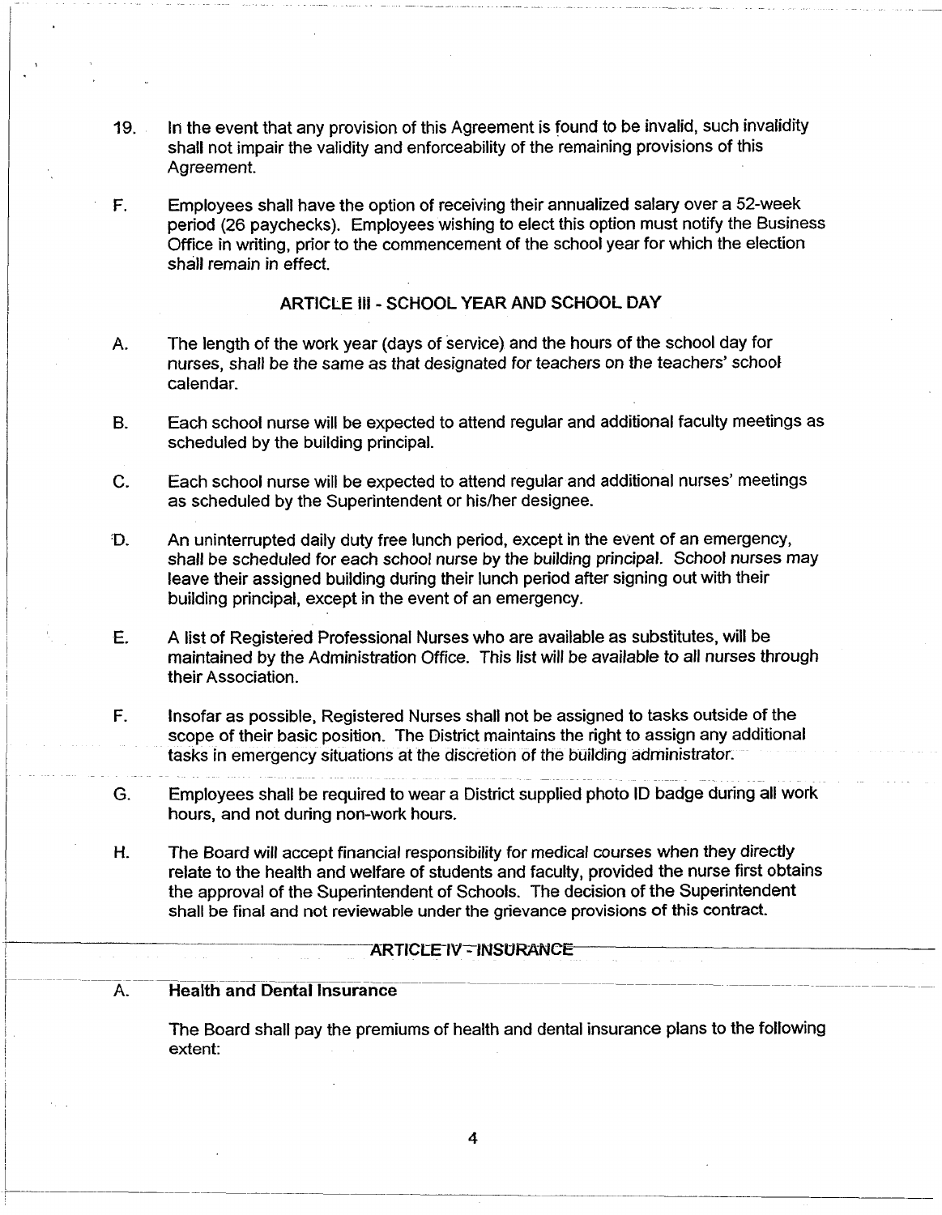19. In the event that any provision of this Agreement is found to be invalid, such invalidity shall not impair the validity and enforceability of the remaining provisions of this Agreement.

F. Employees shall have the option of receiving their annualized salary over a 52-week period (26 paychecks). Employees wishing to elect this option must notify the Business Office in writing, prior to the commencement of the school year for which the election shall remain in effect.

## ARTICLE III - SCHOOL YEAR AND SCHOOL DAY

A. The length of the work year (days of service) and the hours of the school day for nurses, shall be the same as that designated for teachers on the teachers' school calendar.

B. Each school nurse will be expected to attend regular and additional faculty meetings as scheduled by the building principal.

C. Each school nurse will be expected to attend regular and additional nurses' meetings as scheduled by the Superintendent or his/her designee.

D. An uninterrupted daily duty free lunch period, except in the event of an emergency, shall be scheduled for each school nurse by the building principal. School nurses may leave their assigned building during their lunch period after signing out with their building principal, except in the event of an emergency.

E. A list of Registered Professional Nurses who are available as substitutes, will be maintained by the Administration Office. This list will be available to all nurses through their Association.

F. Insofar as possible, Registered Nurses shall not be assigned to tasks outside of the scope of their basic position. The District maintains the right to assign any additional tasks in emergency situations at the discretion of the building administrator.

G. Employees shall be required to wear a District supplied photo ID badge during all work hours, and not during non-work hours.

H. The Board will accept financial responsibility for medical courses when they directly relate to the health and welfare of students and faculty, provided the nurse first obtains the approval of the Superintendent of Schools. The decision of the Superintendent shall be final and not reviewable under the grievance provisions of this contract.

## ARTICLE IV - INSURANCE

A. **Health and Dental Insurance**

The Board shall pay the premiums of health and dental insurance plans to the following extent: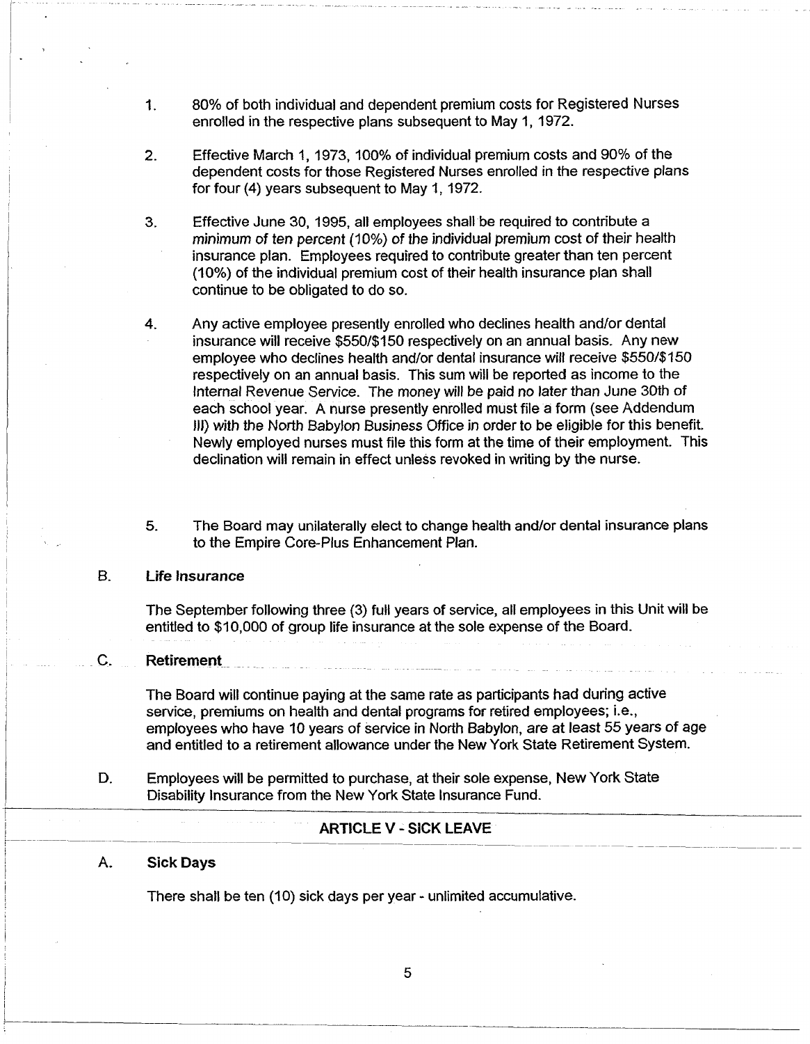1. 80% of both individual and dependent premium costs for Registered Nurses enrolled in the respective plans subsequent to May 1, 1972.

2. Effective March 1, 1973, 100% of individual premium costs and 90% of the dependent costs for those Registered Nurses enrolled in the respective plans for four (4) years subsequent to May 1, 1972.

3. Effective June 30, 1995, all employees shall be required to contribute a *minimum of ten percent (10%)* of the individual premium cost of their health insurance plan. Employees required to contribute greater than ten percent (10%) of the individual premium cost of their health insurance plan shall continue to be obligated to do so.

4. Any active employee presently enrolled who declines health and/or dental insurance will receive $550/$150 respectively on an annual basis. Any new employee who declines health and/or dental insurance will receive $550/$150 respectively on an annual basis. This sum will be reported as income to the Internal Revenue Service. The money will be paid no later than June 30th of each school year. A nurse presently enrolled must file a form (see Addendum III) with the North Babylon Business Office in order to be eligible for this benefit. Newly employed nurses must file this form at the time of their employment. This declination will remain in effect unless revoked in writing by the nurse.

5. The Board may unilaterally elect to change health and/or dental insurance plans to the Empire Core-Plus Enhancement Plan.

B. **Life Insurance**

The September following three (3) full years of service, all employees in this Unit will be entitled to $10,000 of group life insurance at the sole expense of the Board.

C. **Retirement**

The Board will continue paying at the same rate as participants had during active service, premiums on health and dental programs for retired employees; i.e., employees who have 10 years of service in North Babylon, are at least 55 years of age and entitled to a retirement allowance under the New York State Retirement System.

D. Employees will be permitted to purchase, at their sole expense, New York State Disability Insurance from the New York State Insurance Fund.

## ARTICLE V - SICK LEAVE

A. **Sick Days**

There shall be ten (10) sick days per year - unlimited accumulative.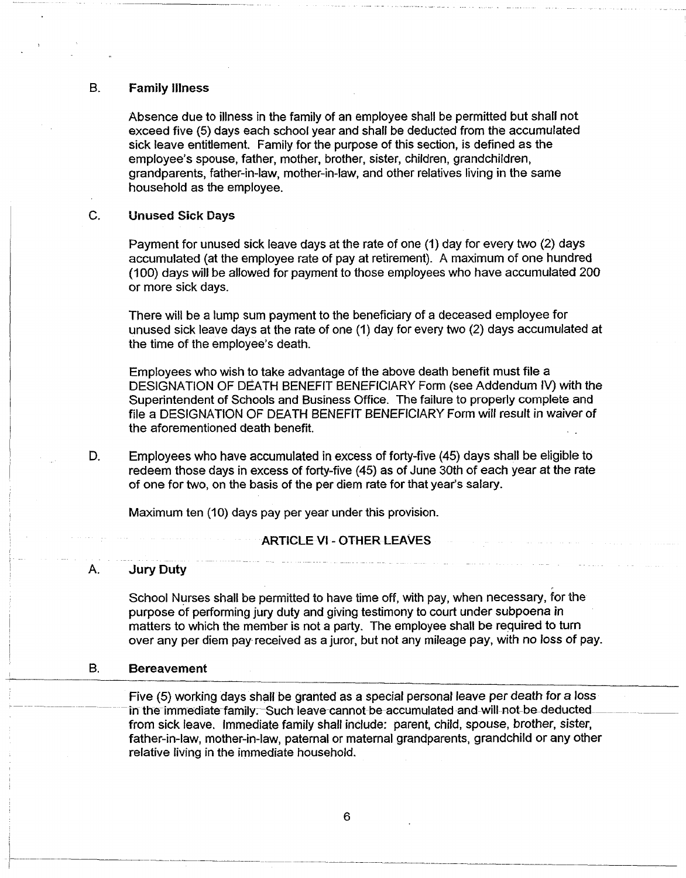### B. Family Illness

Absence due to illness in the family of an employee shall be permitted but shall not exceed five (5) days each school year and shall be deducted from the accumulated sick leave entitlement. Family for the purpose of this section, is defined as the employee's spouse, father, mother, brother, sister, children, grandchildren, grandparents, father-in-law, mother-in-law, and other relatives living in the same household as the employee.

### C. Unused Sick Days

Payment for unused sick leave days at the rate of one (1) day for every two (2) days accumulated (at the employee rate of pay at retirement). A maximum of one hundred (100) days will be allowed for payment to those employees who have accumulated 200 or more sick days.

There will be a lump sum payment to the beneficiary of a deceased employee for unused sick leave days at the rate of one (1) day for every two (2) days accumulated at the time of the employee's death.

Employees who wish to take advantage of the above death benefit must file a DESIGNATION OF DEATH BENEFIT BENEFICIARY Form (see Addendum IV) with the Superintendent of Schools and Business Office. The failure to properly complete and file a DESIGNATION OF DEATH BENEFIT BENEFICIARY Form will result in waiver of the aforementioned death benefit.

D. Employees who have accumulated in excess of forty-five (45) days shall be eligible to redeem those days in excess of forty-five (45) as of June 30th of each year at the rate of one for two, on the basis of the per diem rate for that year's salary.

Maximum ten (10) days pay per year under this provision.

## ARTICLE VI - OTHER LEAVES

### A. Jury Duty

School Nurses shall be permitted to have time off, with pay, when necessary, for the purpose of performing jury duty and giving testimony to court under subpoena in matters to which the member is not a party. The employee shall be required to turn over any per diem pay received as a juror, but not any mileage pay, with no loss of pay.

### B. Bereavement

Five (5) working days shall be granted as a special personal leave per death for a loss in the immediate family. Such leave cannot be accumulated and will not be deducted from sick leave. Immediate family shall include: parent, child, spouse, brother, sister, father-in-law, mother-in-law, paternal or maternal grandparents, grandchild or any other relative living in the immediate household.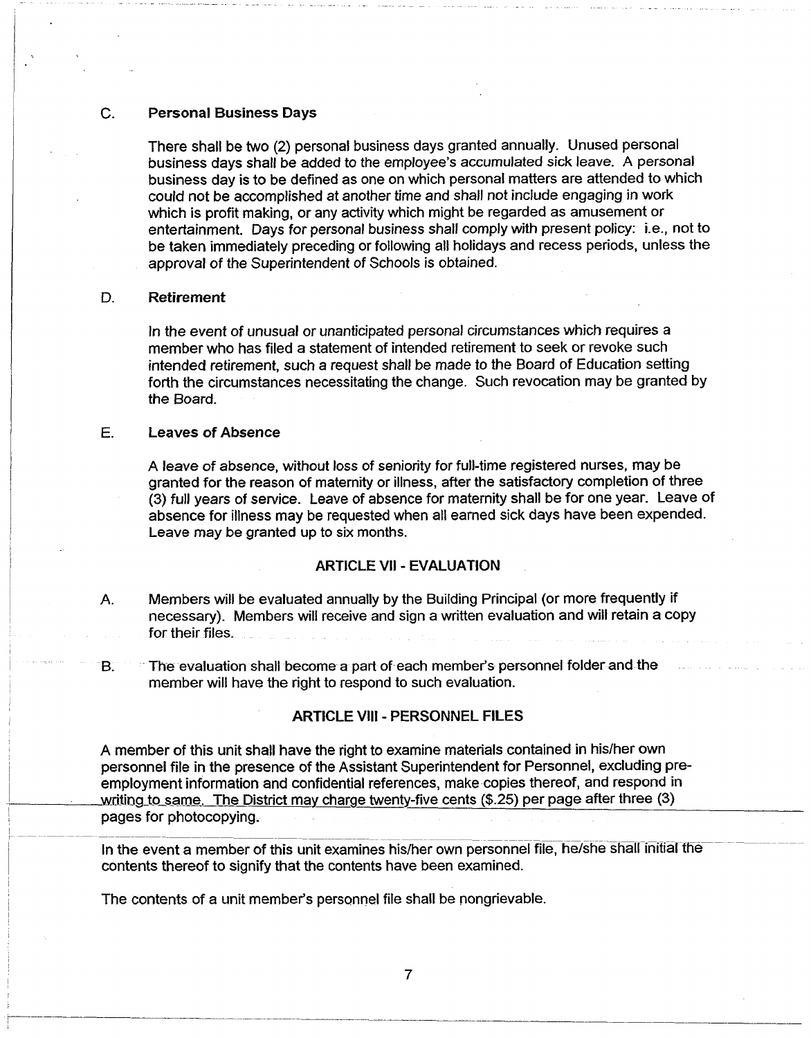### C. Personal Business Days

There shall be two (2) personal business days granted annually. Unused personal business days shall be added to the employee's accumulated sick leave. A personal business day is to be defined as one on which personal matters are attended to which could not be accomplished at another time and shall not include engaging in work which is profit making, or any activity which might be regarded as amusement or entertainment. Days for personal business shall comply with present policy: i.e., not to be taken immediately preceding or following all holidays and recess periods, unless the approval of the Superintendent of Schools is obtained.

### D. Retirement

In the event of unusual or unanticipated personal circumstances which requires a member who has filed a statement of intended retirement to seek or revoke such intended retirement, such a request shall be made to the Board of Education setting forth the circumstances necessitating the change. Such revocation may be granted by the Board.

### E. Leaves of Absence

A leave of absence, without loss of seniority for full-time registered nurses, may be granted for the reason of maternity or illness, after the satisfactory completion of three (3) full years of service. Leave of absence for maternity shall be for one year. Leave of absence for illness may be requested when all earned sick days have been expended. Leave may be granted up to six months.

## ARTICLE VII - EVALUATION

A. Members will be evaluated annually by the Building Principal (or more frequently if necessary). Members will receive and sign a written evaluation and will retain a copy for their files.

B. The evaluation shall become a part of each member's personnel folder and the member will have the right to respond to such evaluation.

## ARTICLE VIII - PERSONNEL FILES

A member of this unit shall have the right to examine materials contained in his/her own personnel file in the presence of the Assistant Superintendent for Personnel, excluding pre-employment information and confidential references, make copies thereof, and respond in writing to same. The District may charge twenty-five cents ($.25) per page after three (3) pages for photocopying.

In the event a member of this unit examines his/her own personnel file, he/she shall initial the contents thereof to signify that the contents have been examined.

The contents of a unit member's personnel file shall be nongrievable.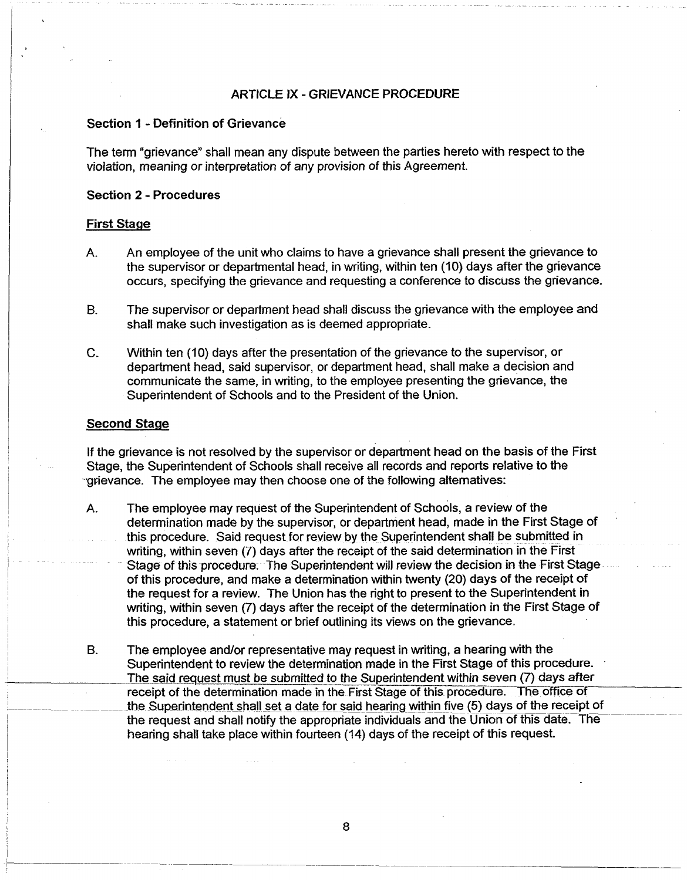# ARTICLE IX - GRIEVANCE PROCEDURE

## Section 1 - Definition of Grievance

The term "grievance" shall mean any dispute between the parties hereto with respect to the violation, meaning or interpretation of any provision of this Agreement.

## Section 2 - Procedures

### First Stage

A. An employee of the unit who claims to have a grievance shall present the grievance to the supervisor or departmental head, in writing, within ten (10) days after the grievance occurs, specifying the grievance and requesting a conference to discuss the grievance.

B. The supervisor or department head shall discuss the grievance with the employee and shall make such investigation as is deemed appropriate.

C. Within ten (10) days after the presentation of the grievance to the supervisor, or department head, said supervisor, or department head, shall make a decision and communicate the same, in writing, to the employee presenting the grievance, the Superintendent of Schools and to the President of the Union.

### Second Stage

If the grievance is not resolved by the supervisor or department head on the basis of the First Stage, the Superintendent of Schools shall receive all records and reports relative to the grievance. The employee may then choose one of the following alternatives:

A. The employee may request of the Superintendent of Schools, a review of the determination made by the supervisor, or department head, made in the First Stage of this procedure. Said request for review by the Superintendent shall be submitted in writing, within seven (7) days after the receipt of the said determination in the First Stage of this procedure. The Superintendent will review the decision in the First Stage of this procedure, and make a determination within twenty (20) days of the receipt of the request for a review. The Union has the right to present to the Superintendent in writing, within seven (7) days after the receipt of the determination in the First Stage of this procedure, a statement or brief outlining its views on the grievance.

B. The employee and/or representative may request in writing, a hearing with the Superintendent to review the determination made in the First Stage of this procedure. The said request must be submitted to the Superintendent within seven (7) days after receipt of the determination made in the First Stage of this procedure. The office of the Superintendent shall set a date for said hearing within five (5) days of the receipt of the request and shall notify the appropriate individuals and the Union of this date. The hearing shall take place within fourteen (14) days of the receipt of this request.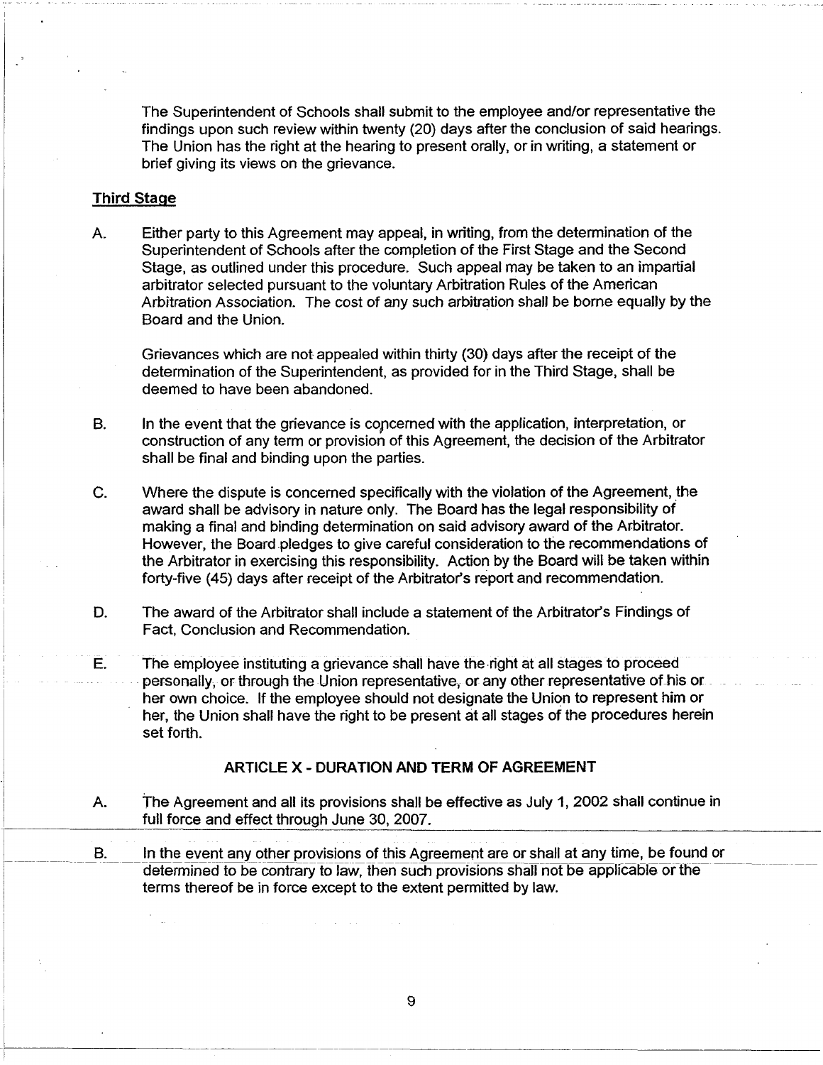The Superintendent of Schools shall submit to the employee and/or representative the findings upon such review within twenty (20) days after the conclusion of said hearings. The Union has the right at the hearing to present orally, or in writing, a statement or brief giving its views on the grievance.

**Third Stage**

A. Either party to this Agreement may appeal, in writing, from the determination of the Superintendent of Schools after the completion of the First Stage and the Second Stage, as outlined under this procedure. Such appeal may be taken to an impartial arbitrator selected pursuant to the voluntary Arbitration Rules of the American Arbitration Association. The cost of any such arbitration shall be borne equally by the Board and the Union.

   Grievances which are not appealed within thirty (30) days after the receipt of the determination of the Superintendent, as provided for in the Third Stage, shall be deemed to have been abandoned.

B. In the event that the grievance is concerned with the application, interpretation, or construction of any term or provision of this Agreement, the decision of the Arbitrator shall be final and binding upon the parties.

C. Where the dispute is concerned specifically with the violation of the Agreement, the award shall be advisory in nature only. The Board has the legal responsibility of making a final and binding determination on said advisory award of the Arbitrator. However, the Board pledges to give careful consideration to the recommendations of the Arbitrator in exercising this responsibility. Action by the Board will be taken within forty-five (45) days after receipt of the Arbitrator's report and recommendation.

D. The award of the Arbitrator shall include a statement of the Arbitrator's Findings of Fact, Conclusion and Recommendation.

E. The employee instituting a grievance shall have the right at all stages to proceed personally, or through the Union representative, or any other representative of his or her own choice. If the employee should not designate the Union to represent him or her, the Union shall have the right to be present at all stages of the procedures herein set forth.

## ARTICLE X - DURATION AND TERM OF AGREEMENT

A. The Agreement and all its provisions shall be effective as July 1, 2002 shall continue in full force and effect through June 30, 2007.

B. In the event any other provisions of this Agreement are or shall at any time, be found or determined to be contrary to law, then such provisions shall not be applicable or the terms thereof be in force except to the extent permitted by law.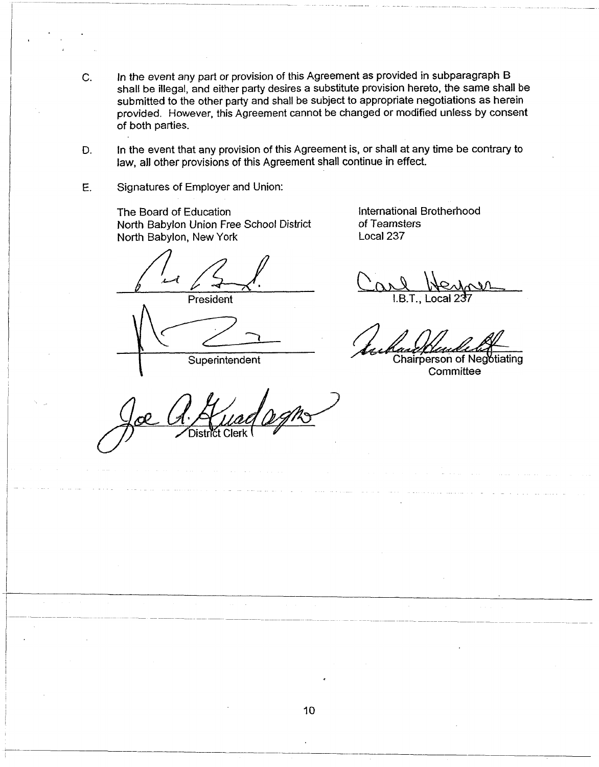C. In the event any part or provision of this Agreement as provided in subparagraph B shall be illegal, and either party desires a substitute provision hereto, the same shall be submitted to the other party and shall be subject to appropriate negotiations as herein provided. However, this Agreement cannot be changed or modified unless by consent of both parties.

D. In the event that any provision of this Agreement is, or shall at any time be contrary to law, all other provisions of this Agreement shall continue in effect.

E. Signatures of Employer and Union:

The Board of Education
North Babylon Union Free School District
North Babylon, New York

International Brotherhood
of Teamsters
Local 237

President

I.B.T., Local 237

Superintendent

Chairperson of Negotiating Committee

District Clerk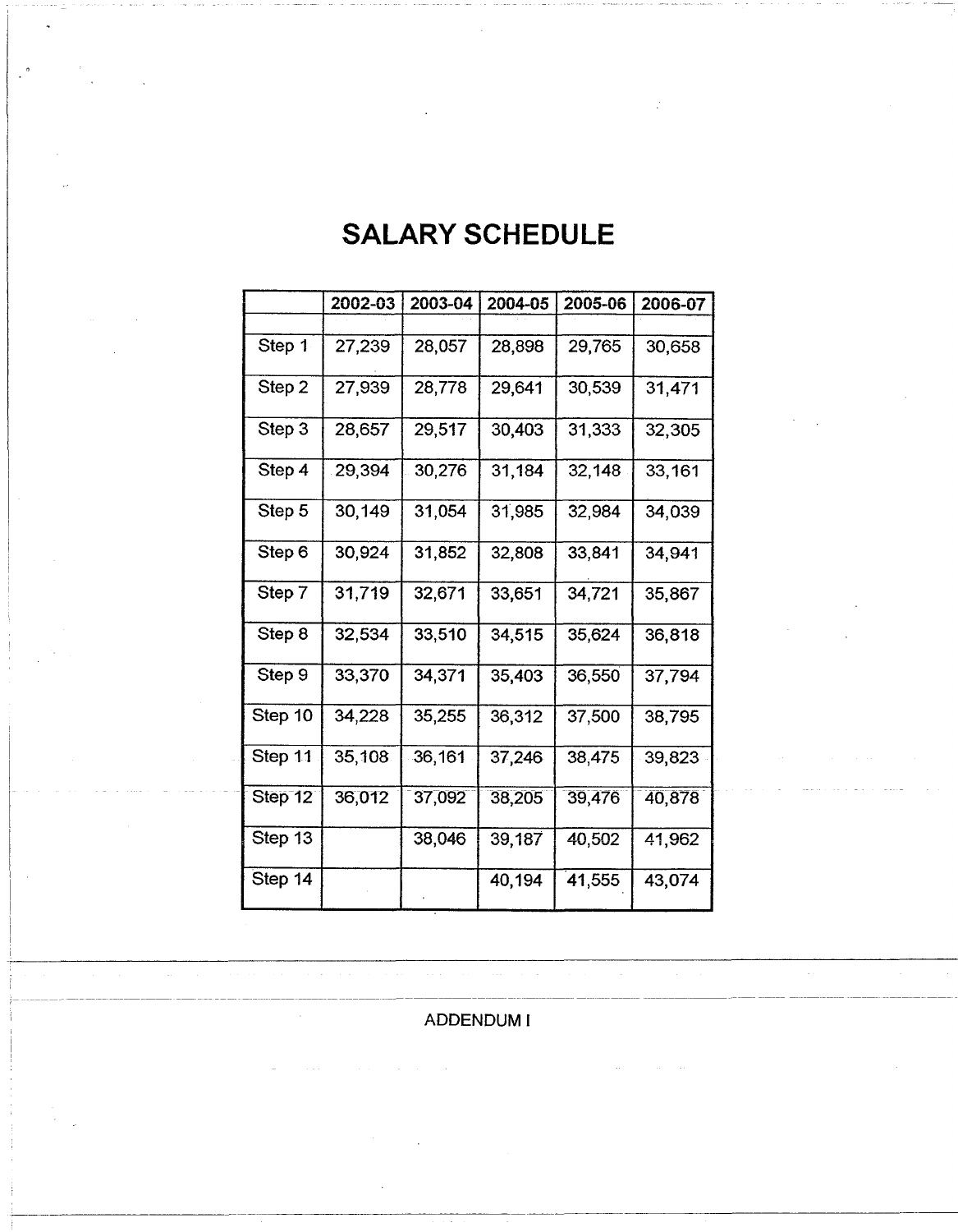# SALARY SCHEDULE

| | 2002-03 | 2003-04 | 2004-05 | 2005-06 | 2006-07 |
|---|---|---|---|---|---|
| Step 1 | 27,239 | 28,057 | 28,898 | 29,765 | 30,658 |
| Step 2 | 27,939 | 28,778 | 29,641 | 30,539 | 31,471 |
| Step 3 | 28,657 | 29,517 | 30,403 | 31,333 | 32,305 |
| Step 4 | 29,394 | 30,276 | 31,184 | 32,148 | 33,161 |
| Step 5 | 30,149 | 31,054 | 31,985 | 32,984 | 34,039 |
| Step 6 | 30,924 | 31,852 | 32,808 | 33,841 | 34,941 |
| Step 7 | 31,719 | 32,671 | 33,651 | 34,721 | 35,867 |
| Step 8 | 32,534 | 33,510 | 34,515 | 35,624 | 36,818 |
| Step 9 | 33,370 | 34,371 | 35,403 | 36,550 | 37,794 |
| Step 10 | 34,228 | 35,255 | 36,312 | 37,500 | 38,795 |
| Step 11 | 35,108 | 36,161 | 37,246 | 38,475 | 39,823 |
| Step 12 | 36,012 | 37,092 | 38,205 | 39,476 | 40,878 |
| Step 13 | | 38,046 | 39,187 | 40,502 | 41,962 |
| Step 14 | | | 40,194 | 41,555 | 43,074 |

ADDENDUM I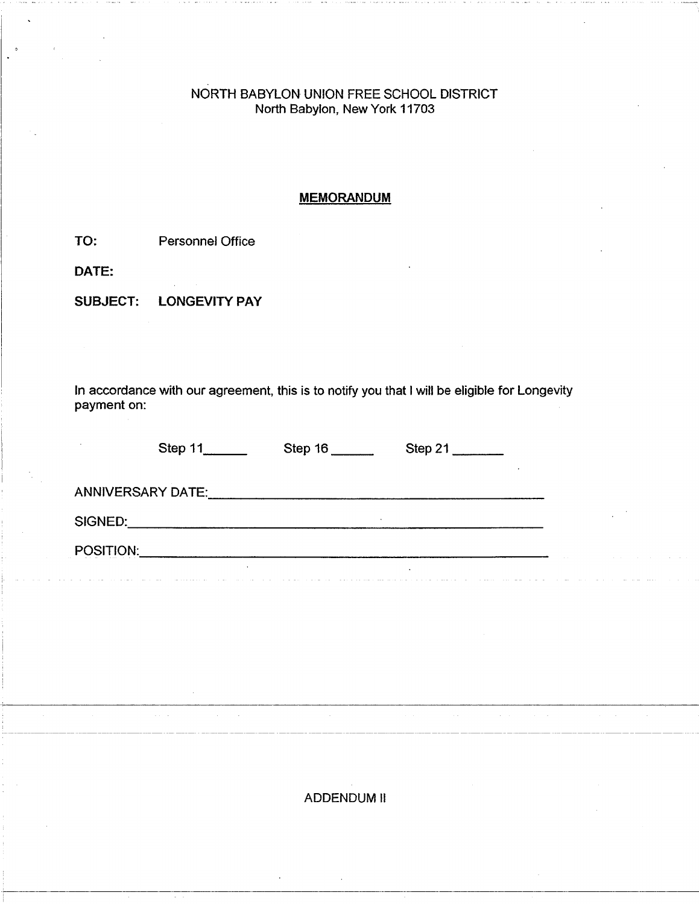NORTH BABYLON UNION FREE SCHOOL DISTRICT
North Babylon, New York 11703

**MEMORANDUM**

**TO:** Personnel Office

**DATE:**

**SUBJECT: LONGEVITY PAY**

In accordance with our agreement, this is to notify you that I will be eligible for Longevity payment on:

Step 11______ Step 16 ______ Step 21 _______

ANNIVERSARY DATE:_____________________________________________

SIGNED:_____________________________________________________

POSITION:___________________________________________________

ADDENDUM II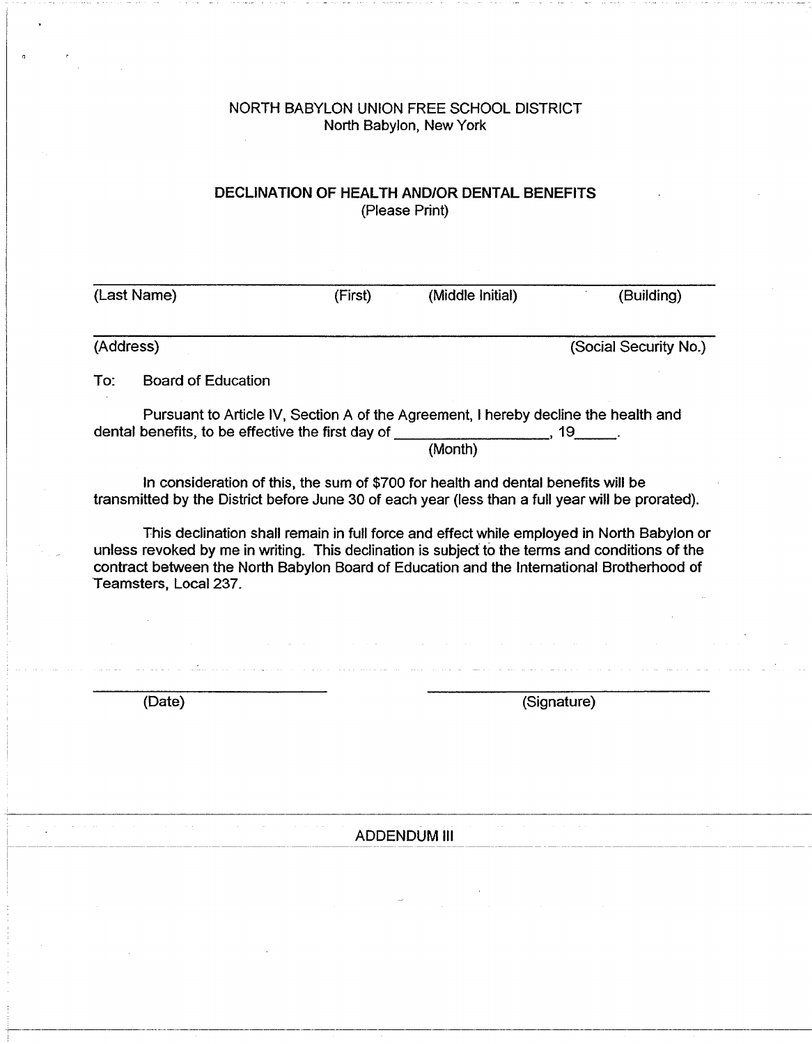NORTH BABYLON UNION FREE SCHOOL DISTRICT
North Babylon, New York

## DECLINATION OF HEALTH AND/OR DENTAL BENEFITS

(Please Print)

______________________________________________________________________

(Last Name) (First) (Middle Initial) (Building)

______________________________________________________________________

(Address) (Social Security No.)

To: Board of Education

Pursuant to Article IV, Section A of the Agreement, I hereby decline the health and dental benefits, to be effective the first day of ___________________, 19_____.
(Month)

In consideration of this, the sum of $700 for health and dental benefits will be transmitted by the District before June 30 of each year (less than a full year will be prorated).

This declination shall remain in full force and effect while employed in North Babylon or unless revoked by me in writing. This declination is subject to the terms and conditions of the contract between the North Babylon Board of Education and the International Brotherhood of Teamsters, Local 237.

___________________________ ___________________________

(Date) (Signature)

ADDENDUM III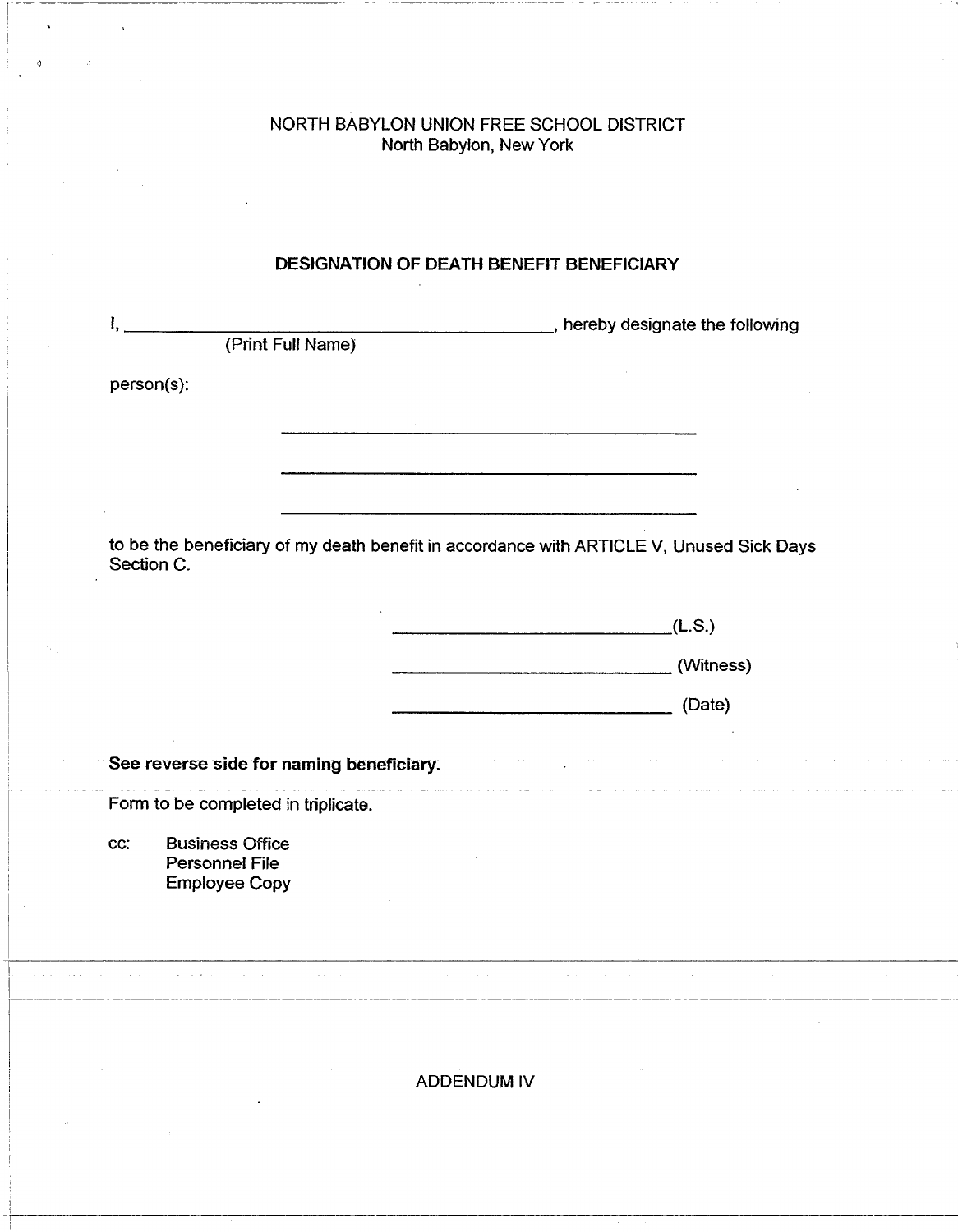NORTH BABYLON UNION FREE SCHOOL DISTRICT
North Babylon, New York

**DESIGNATION OF DEATH BENEFIT BENEFICIARY**

I, ______________________________________________, hereby designate the following
(Print Full Name)

person(s):

______________________________________________

______________________________________________

______________________________________________

to be the beneficiary of my death benefit in accordance with ARTICLE V, Unused Sick Days Section C.

______________________________(L.S.)

______________________________ (Witness)

______________________________ (Date)

**See reverse side for naming beneficiary.**

Form to be completed in triplicate.

cc: Business Office
Personnel File
Employee Copy

ADDENDUM IV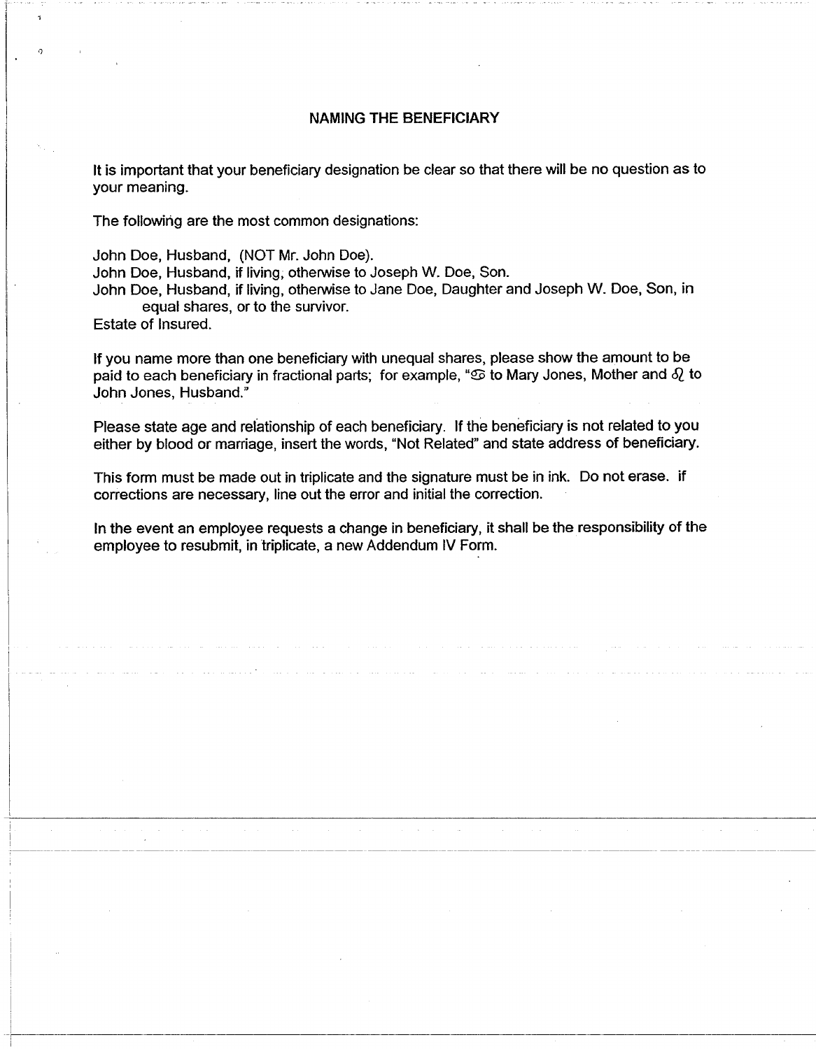## NAMING THE BENEFICIARY

It is important that your beneficiary designation be clear so that there will be no question as to your meaning.

The following are the most common designations:

John Doe, Husband, (NOT Mr. John Doe).
John Doe, Husband, if living, otherwise to Joseph W. Doe, Son.
John Doe, Husband, if living, otherwise to Jane Doe, Daughter and Joseph W. Doe, Son, in equal shares, or to the survivor.
Estate of Insured.

If you name more than one beneficiary with unequal shares, please show the amount to be paid to each beneficiary in fractional parts; for example, "♋ to Mary Jones, Mother and ♌ to John Jones, Husband."

Please state age and relationship of each beneficiary. If the beneficiary is not related to you either by blood or marriage, insert the words, "Not Related" and state address of beneficiary.

This form must be made out in triplicate and the signature must be in ink. Do not erase. if corrections are necessary, line out the error and initial the correction.

In the event an employee requests a change in beneficiary, it shall be the responsibility of the employee to resubmit, in triplicate, a new Addendum IV Form.